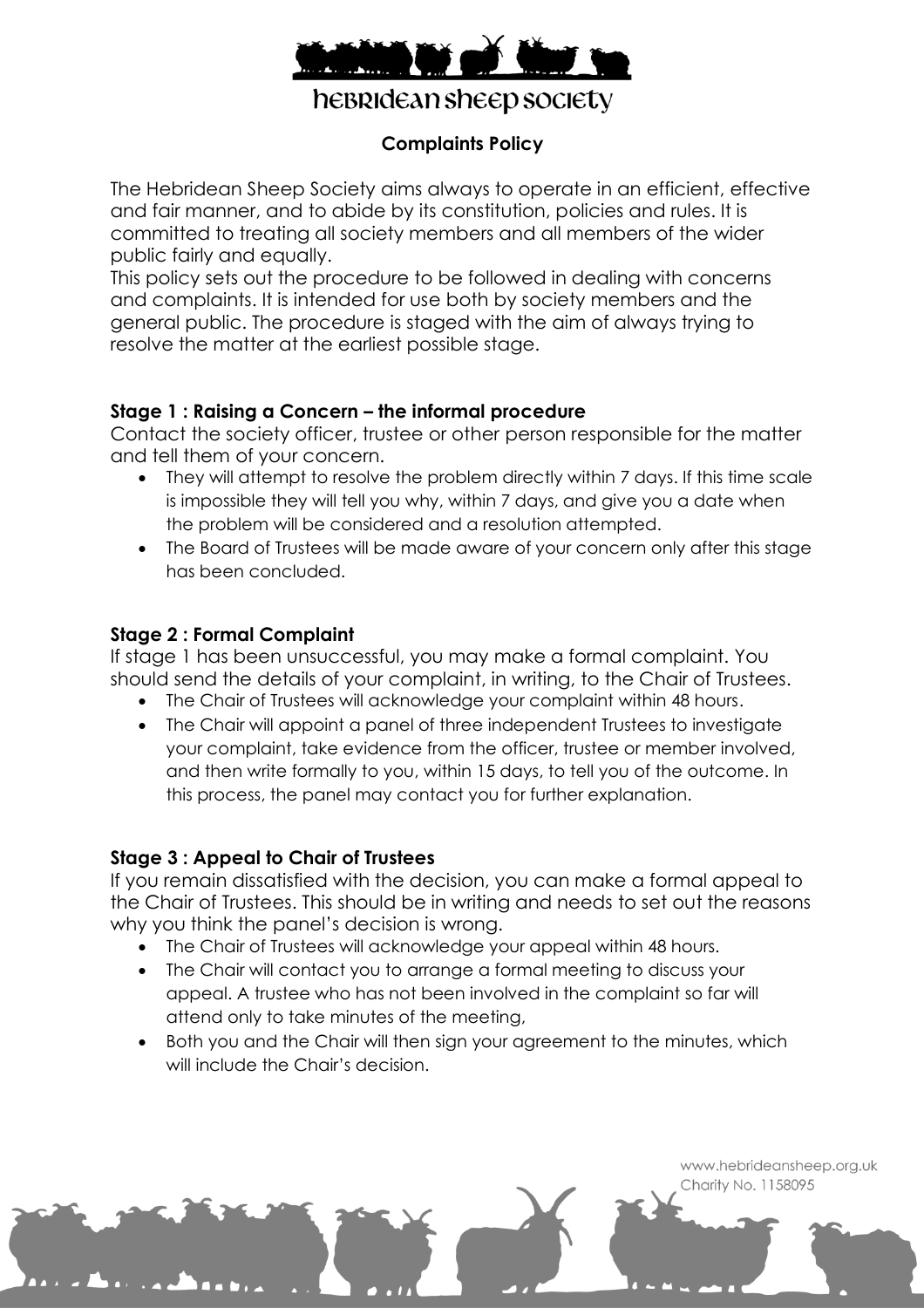# Hebridean Sheep Society

## Complaints Policy

The Hebridean Sheep Society aims always to operate in an efficient, effective and fair manner, and to abide by its constitution, policies and rules. It is committed to treating all society members and all members of the wider public fairly and equally.

This policy sets out the procedure to be followed in dealing with concerns and complaints. It is intended for use both by society members and the general public. The procedure is staged with the aim of always trying to resolve the matter at the earliest possible stage.

### Stage 1 : Raising a Concern – the informal procedure

Contact the society officer, trustee or other person responsible for the matter and tell them of your concern.

- They will attempt to resolve the problem directly within 7 days. If this time scale is impossible they will tell you why, within 7 days, and give you a date when the problem will be considered and a resolution attempted.
- The Board of Trustees will be made aware of your concern only after this stage has been concluded.

### Stage 2 : Formal Complaint

If stage 1 has been unsuccessful, you may make a formal complaint. You should send the details of your complaint, in writing, to the Chair of Trustees.

- The Chair of Trustees will acknowledge your complaint within 48 hours.
- The Chair will appoint a panel of three independent Trustees to investigate your complaint, take evidence from the officer, trustee or member involved, and then write formally to you, within 15 days, to tell you of the outcome. In this process, the panel may contact you for further explanation.

### Stage 3 : Appeal to Chair of Trustees

If you remain dissatisfied with the decision, you can make a formal appeal to the Chair of Trustees. This should be in writing and needs to set out the reasons why you think the panel's decision is wrong.

- The Chair of Trustees will acknowledge your appeal within 48 hours.
- The Chair will contact you to arrange a formal meeting to discuss your appeal. A trustee who has not been involved in the complaint so far will attend only to take minutes of the meeting,
- Both you and the Chair will then sign your agreement to the minutes, which will include the Chair's decision.

www.hebrideansheep.org.uk
Charity No. 1158095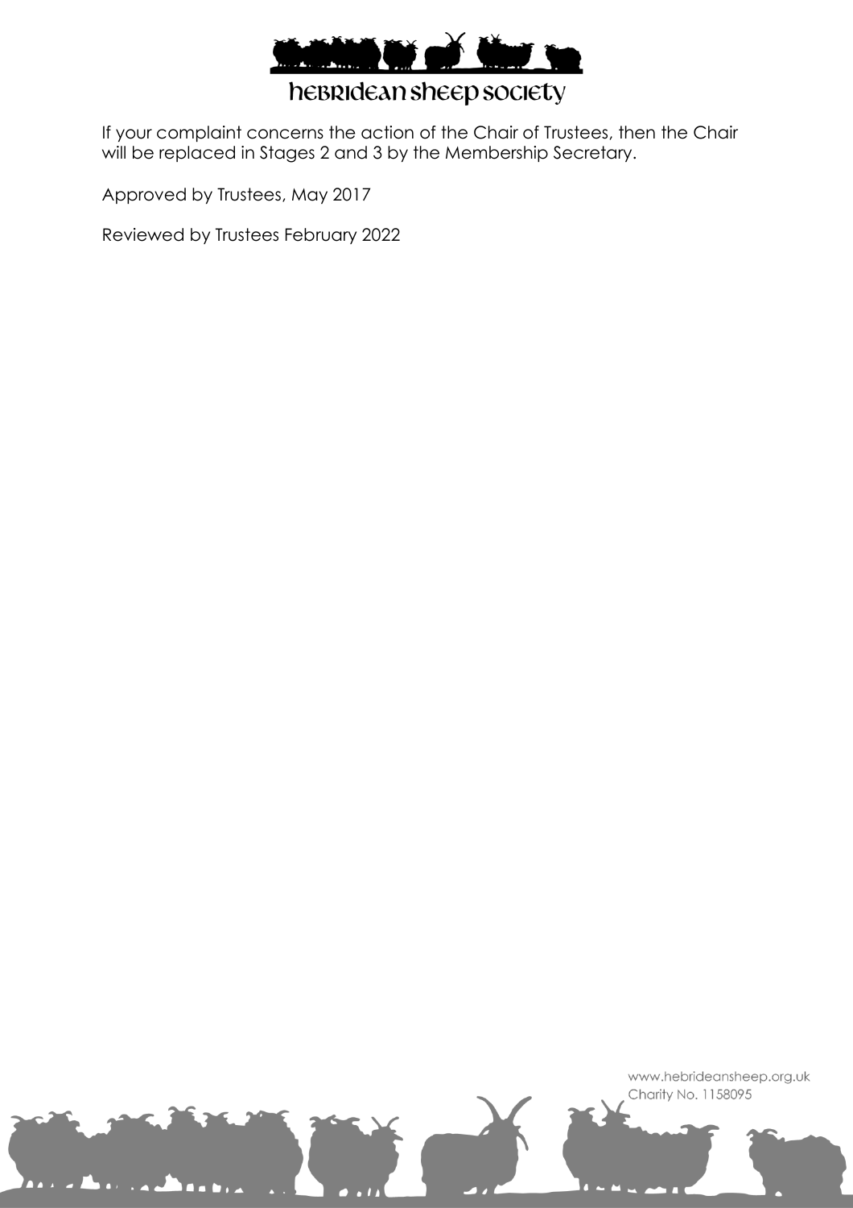If your complaint concerns the action of the Chair of Trustees, then the Chair will be replaced in Stages 2 and 3 by the Membership Secretary.

Approved by Trustees, May 2017

Reviewed by Trustees February 2022